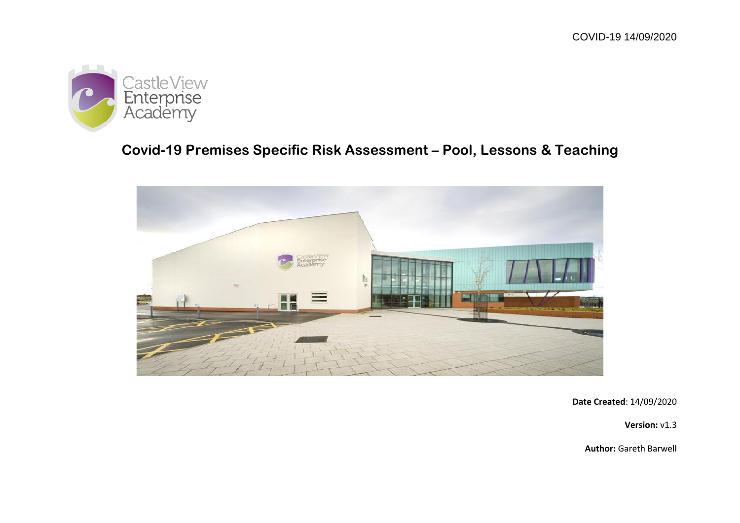COVID-19 14/09/2020

Castle View Enterprise Academy

# Covid-19 Premises Specific Risk Assessment – Pool, Lessons & Teaching

**Date Created**: 14/09/2020

**Version:** v1.3

**Author:** Gareth Barwell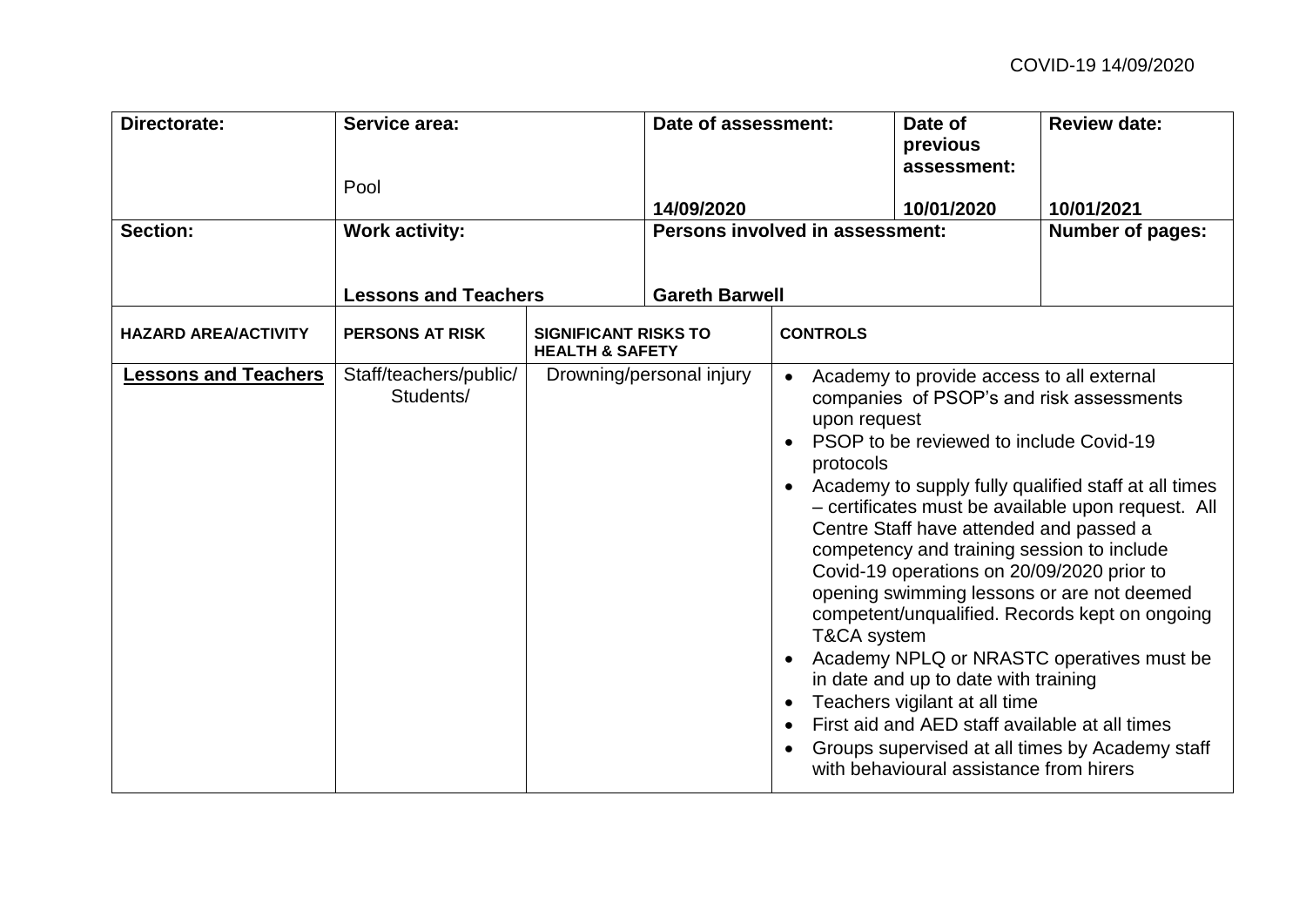| Directorate: | Service area: | | Date of assessment: | | Date of previous assessment: | Review date: |
|---|---|---|---|---|---|---|
| | Pool | | 14/09/2020 | | 10/01/2020 | 10/01/2021 |
| **Section:** | **Work activity:** | | **Persons involved in assessment:** | | | **Number of pages:** |
| | **Lessons and Teachers** | | **Gareth Barwell** | | | |

| HAZARD AREA/ACTIVITY | PERSONS AT RISK | SIGNIFICANT RISKS TO HEALTH & SAFETY | CONTROLS |
|---|---|---|---|
| **Lessons and Teachers** | Staff/teachers/public/ Students/ | Drowning/personal injury | • Academy to provide access to all external companies of PSOP's and risk assessments upon request<br>• PSOP to be reviewed to include Covid-19 protocols<br>• Academy to supply fully qualified staff at all times – certificates must be available upon request. All Centre Staff have attended and passed a competency and training session to include Covid-19 operations on 20/09/2020 prior to opening swimming lessons or are not deemed competent/unqualified. Records kept on ongoing T&CA system<br>• Academy NPLQ or NRASTC operatives must be in date and up to date with training<br>• Teachers vigilant at all time<br>• First aid and AED staff available at all times<br>• Groups supervised at all times by Academy staff with behavioural assistance from hirers |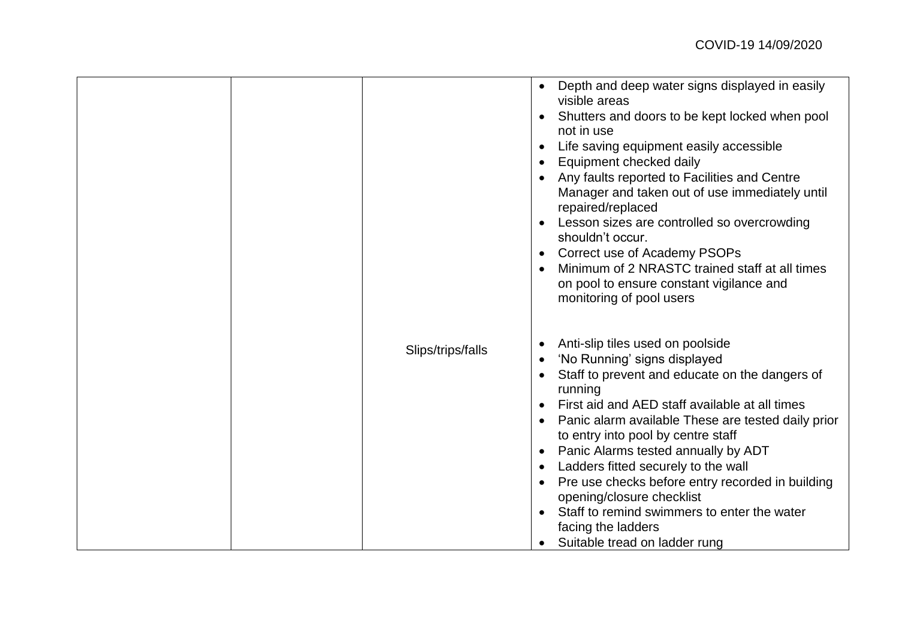| | | | |
|---|---|---|---|
| | | | • Depth and deep water signs displayed in easily visible areas<br>• Shutters and doors to be kept locked when pool not in use<br>• Life saving equipment easily accessible<br>• Equipment checked daily<br>• Any faults reported to Facilities and Centre Manager and taken out of use immediately until repaired/replaced<br>• Lesson sizes are controlled so overcrowding shouldn't occur.<br>• Correct use of Academy PSOPs<br>• Minimum of 2 NRASTC trained staff at all times on pool to ensure constant vigilance and monitoring of pool users |
| | | Slips/trips/falls | • Anti-slip tiles used on poolside<br>• 'No Running' signs displayed<br>• Staff to prevent and educate on the dangers of running<br>• First aid and AED staff available at all times<br>• Panic alarm available These are tested daily prior to entry into pool by centre staff<br>• Panic Alarms tested annually by ADT<br>• Ladders fitted securely to the wall<br>• Pre use checks before entry recorded in building opening/closure checklist<br>• Staff to remind swimmers to enter the water facing the ladders<br>• Suitable tread on ladder rung |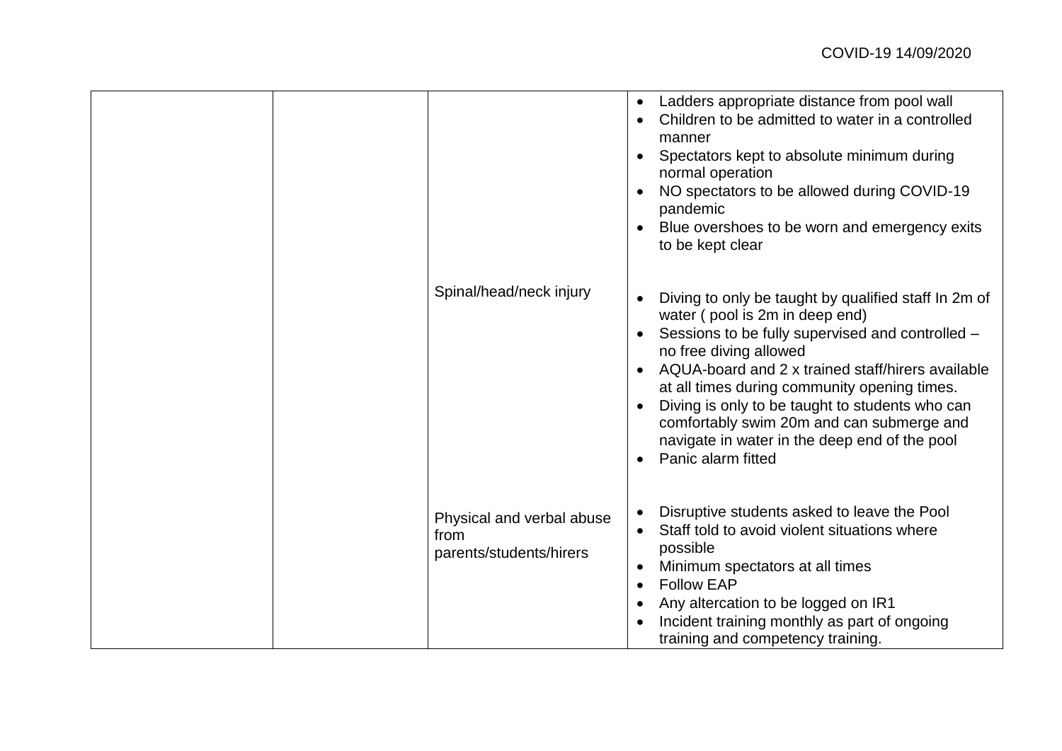| | | | |
|---|---|---|---|
| | | | • Ladders appropriate distance from pool wall<br>• Children to be admitted to water in a controlled manner<br>• Spectators kept to absolute minimum during normal operation<br>• NO spectators to be allowed during COVID-19 pandemic<br>• Blue overshoes to be worn and emergency exits to be kept clear |
| | | Spinal/head/neck injury | • Diving to only be taught by qualified staff In 2m of water ( pool is 2m in deep end)<br>• Sessions to be fully supervised and controlled – no free diving allowed<br>• AQUA-board and 2 x trained staff/hirers available at all times during community opening times.<br>• Diving is only to be taught to students who can comfortably swim 20m and can submerge and navigate in water in the deep end of the pool<br>• Panic alarm fitted |
| | | Physical and verbal abuse from parents/students/hirers | • Disruptive students asked to leave the Pool<br>• Staff told to avoid violent situations where possible<br>• Minimum spectators at all times<br>• Follow EAP<br>• Any altercation to be logged on IR1<br>• Incident training monthly as part of ongoing training and competency training. |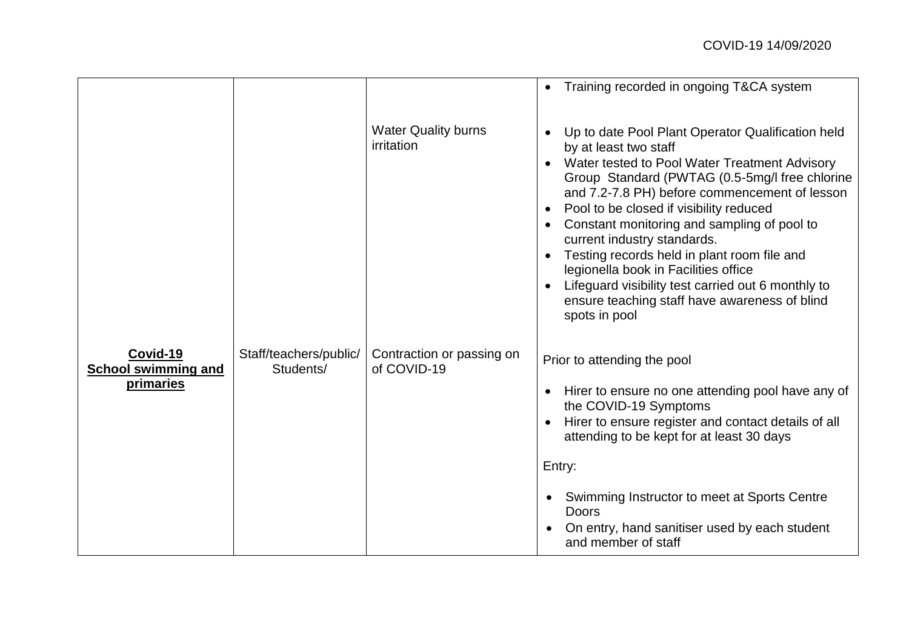|  |  |  |  |
|---|---|---|---|
|  |  |  | • Training recorded in ongoing T&CA system |
|  |  | Water Quality burns irritation | • Up to date Pool Plant Operator Qualification held by at least two staff<br>• Water tested to Pool Water Treatment Advisory Group Standard (PWTAG (0.5-5mg/l free chlorine and 7.2-7.8 PH) before commencement of lesson<br>• Pool to be closed if visibility reduced<br>• Constant monitoring and sampling of pool to current industry standards.<br>• Testing records held in plant room file and legionella book in Facilities office<br>• Lifeguard visibility test carried out 6 monthly to ensure teaching staff have awareness of blind spots in pool |
| **Covid-19 School swimming and primaries** | Staff/teachers/public/ Students/ | Contraction or passing on of COVID-19 | Prior to attending the pool<br>• Hirer to ensure no one attending pool have any of the COVID-19 Symptoms<br>• Hirer to ensure register and contact details of all attending to be kept for at least 30 days<br><br>Entry:<br>• Swimming Instructor to meet at Sports Centre Doors<br>• On entry, hand sanitiser used by each student and member of staff |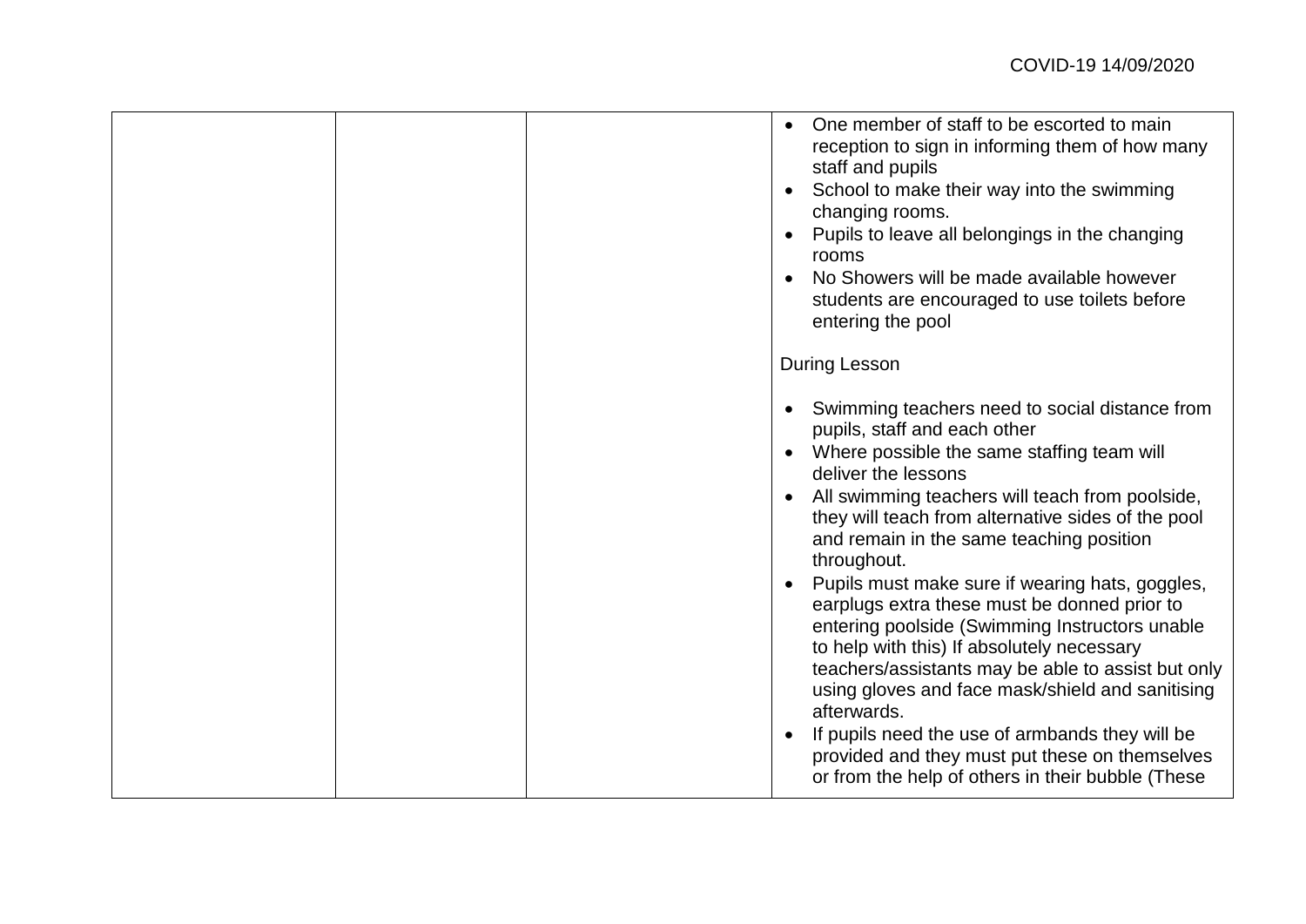|  |  |  | <ul><li>One member of staff to be escorted to main reception to sign in informing them of how many staff and pupils</li><li>School to make their way into the swimming changing rooms.</li><li>Pupils to leave all belongings in the changing rooms</li><li>No Showers will be made available however students are encouraged to use toilets before entering the pool</li></ul>During Lesson<ul><li>Swimming teachers need to social distance from pupils, staff and each other</li><li>Where possible the same staffing team will deliver the lessons</li><li>All swimming teachers will teach from poolside, they will teach from alternative sides of the pool and remain in the same teaching position throughout.</li><li>Pupils must make sure if wearing hats, goggles, earplugs extra these must be donned prior to entering poolside (Swimming Instructors unable to help with this) If absolutely necessary teachers/assistants may be able to assist but only using gloves and face mask/shield and sanitising afterwards.</li><li>If pupils need the use of armbands they will be provided and they must put these on themselves or from the help of others in their bubble (These</li></ul> |
|---|---|---|---|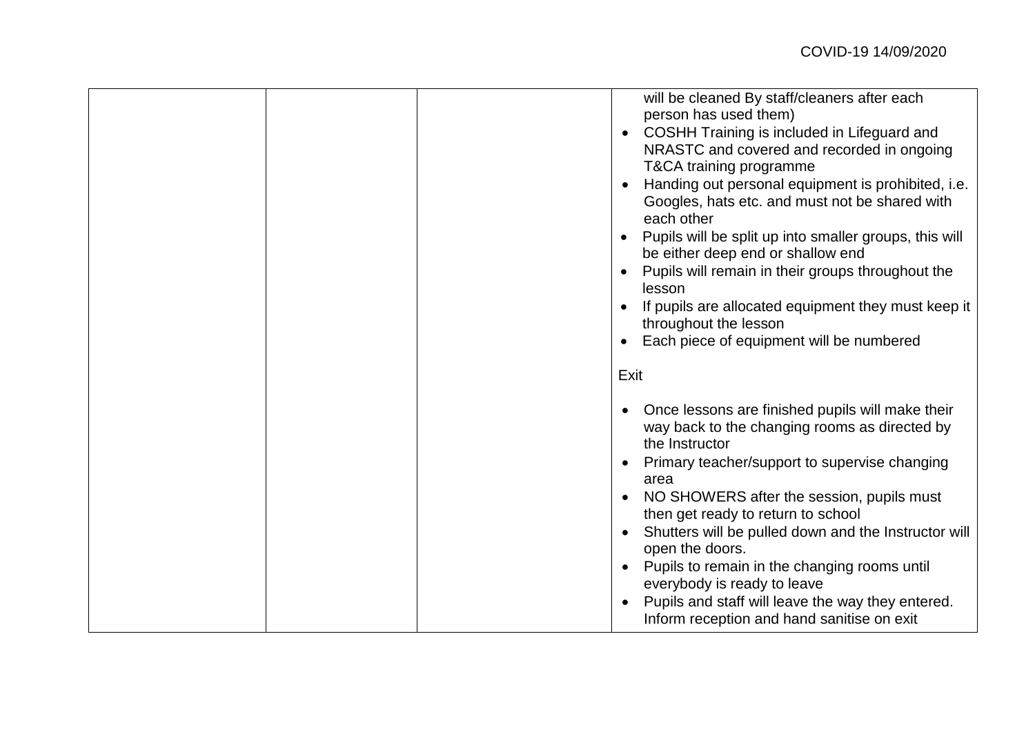| | | | |
|---|---|---|---|
| | | | will be cleaned By staff/cleaners after each person has used them)<br>• COSHH Training is included in Lifeguard and NRASTC and covered and recorded in ongoing T&CA training programme<br>• Handing out personal equipment is prohibited, i.e. Googles, hats etc. and must not be shared with each other<br>• Pupils will be split up into smaller groups, this will be either deep end or shallow end<br>• Pupils will remain in their groups throughout the lesson<br>• If pupils are allocated equipment they must keep it throughout the lesson<br>• Each piece of equipment will be numbered<br><br>Exit<br><br>• Once lessons are finished pupils will make their way back to the changing rooms as directed by the Instructor<br>• Primary teacher/support to supervise changing area<br>• NO SHOWERS after the session, pupils must then get ready to return to school<br>• Shutters will be pulled down and the Instructor will open the doors.<br>• Pupils to remain in the changing rooms until everybody is ready to leave<br>• Pupils and staff will leave the way they entered. Inform reception and hand sanitise on exit |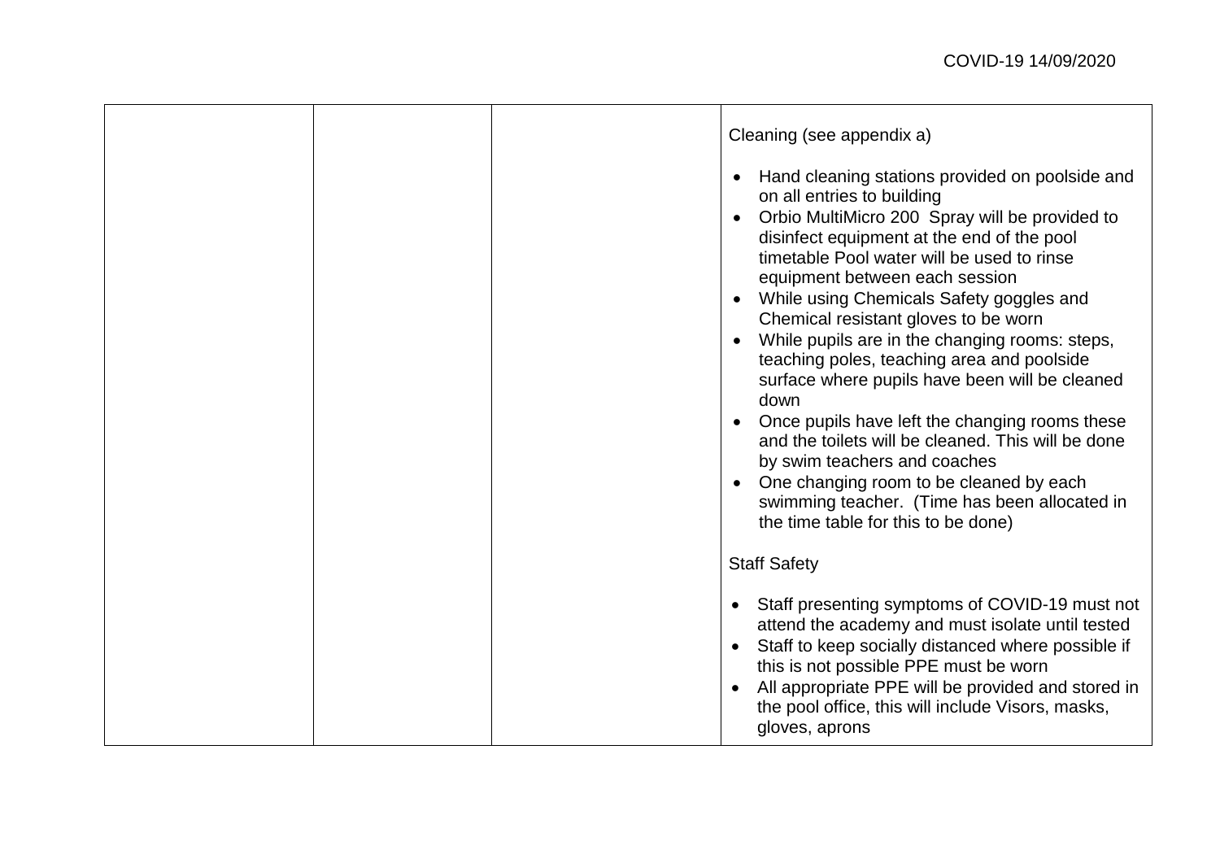| | | | Cleaning (see appendix a)<br><br>• Hand cleaning stations provided on poolside and on all entries to building<br>• Orbio MultiMicro 200 Spray will be provided to disinfect equipment at the end of the pool timetable Pool water will be used to rinse equipment between each session<br>• While using Chemicals Safety goggles and Chemical resistant gloves to be worn<br>• While pupils are in the changing rooms: steps, teaching poles, teaching area and poolside surface where pupils have been will be cleaned down<br>• Once pupils have left the changing rooms these and the toilets will be cleaned. This will be done by swim teachers and coaches<br>• One changing room to be cleaned by each swimming teacher. (Time has been allocated in the time table for this to be done)<br><br>Staff Safety<br><br>• Staff presenting symptoms of COVID-19 must not attend the academy and must isolate until tested<br>• Staff to keep socially distanced where possible if this is not possible PPE must be worn<br>• All appropriate PPE will be provided and stored in the pool office, this will include Visors, masks, gloves, aprons |
|---|---|---|---|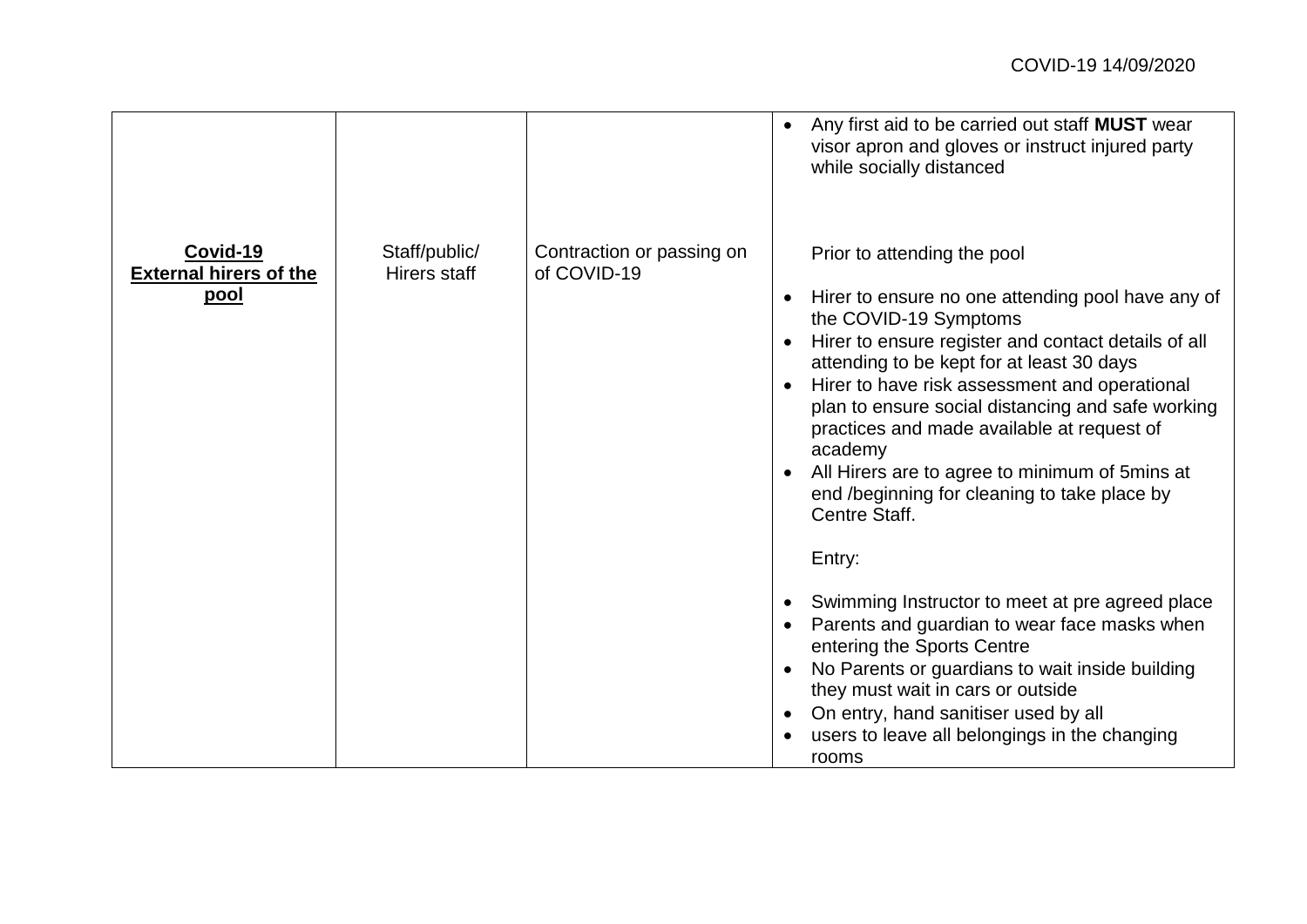| | | | |
|---|---|---|---|
| | | | • Any first aid to be carried out staff **MUST** wear visor apron and gloves or instruct injured party while socially distanced |
| **Covid-19 External hirers of the pool** | Staff/public/ Hirers staff | Contraction or passing on of COVID-19 | Prior to attending the pool<br><br>• Hirer to ensure no one attending pool have any of the COVID-19 Symptoms<br>• Hirer to ensure register and contact details of all attending to be kept for at least 30 days<br>• Hirer to have risk assessment and operational plan to ensure social distancing and safe working practices and made available at request of academy<br>• All Hirers are to agree to minimum of 5mins at end /beginning for cleaning to take place by Centre Staff.<br><br>Entry:<br><br>• Swimming Instructor to meet at pre agreed place<br>• Parents and guardian to wear face masks when entering the Sports Centre<br>• No Parents or guardians to wait inside building they must wait in cars or outside<br>• On entry, hand sanitiser used by all<br>• users to leave all belongings in the changing rooms |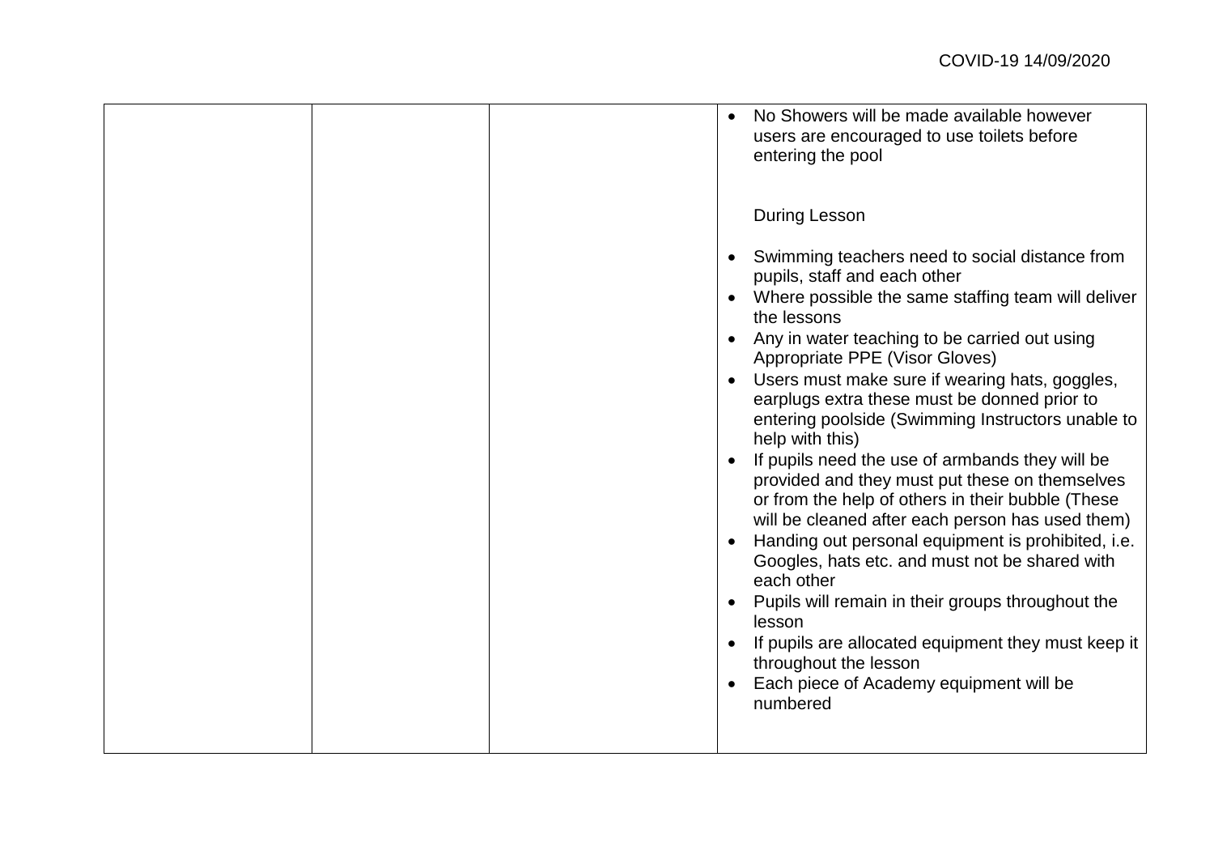| | | | |
|---|---|---|---|
| | | | <ul><li>No Showers will be made available however users are encouraged to use toilets before entering the pool</li></ul><br>During Lesson<br><ul><li>Swimming teachers need to social distance from pupils, staff and each other</li><li>Where possible the same staffing team will deliver the lessons</li><li>Any in water teaching to be carried out using Appropriate PPE (Visor Gloves)</li><li>Users must make sure if wearing hats, goggles, earplugs extra these must be donned prior to entering poolside (Swimming Instructors unable to help with this)</li><li>If pupils need the use of armbands they will be provided and they must put these on themselves or from the help of others in their bubble (These will be cleaned after each person has used them)</li><li>Handing out personal equipment is prohibited, i.e. Googles, hats etc. and must not be shared with each other</li><li>Pupils will remain in their groups throughout the lesson</li><li>If pupils are allocated equipment they must keep it throughout the lesson</li><li>Each piece of Academy equipment will be numbered</li></ul> |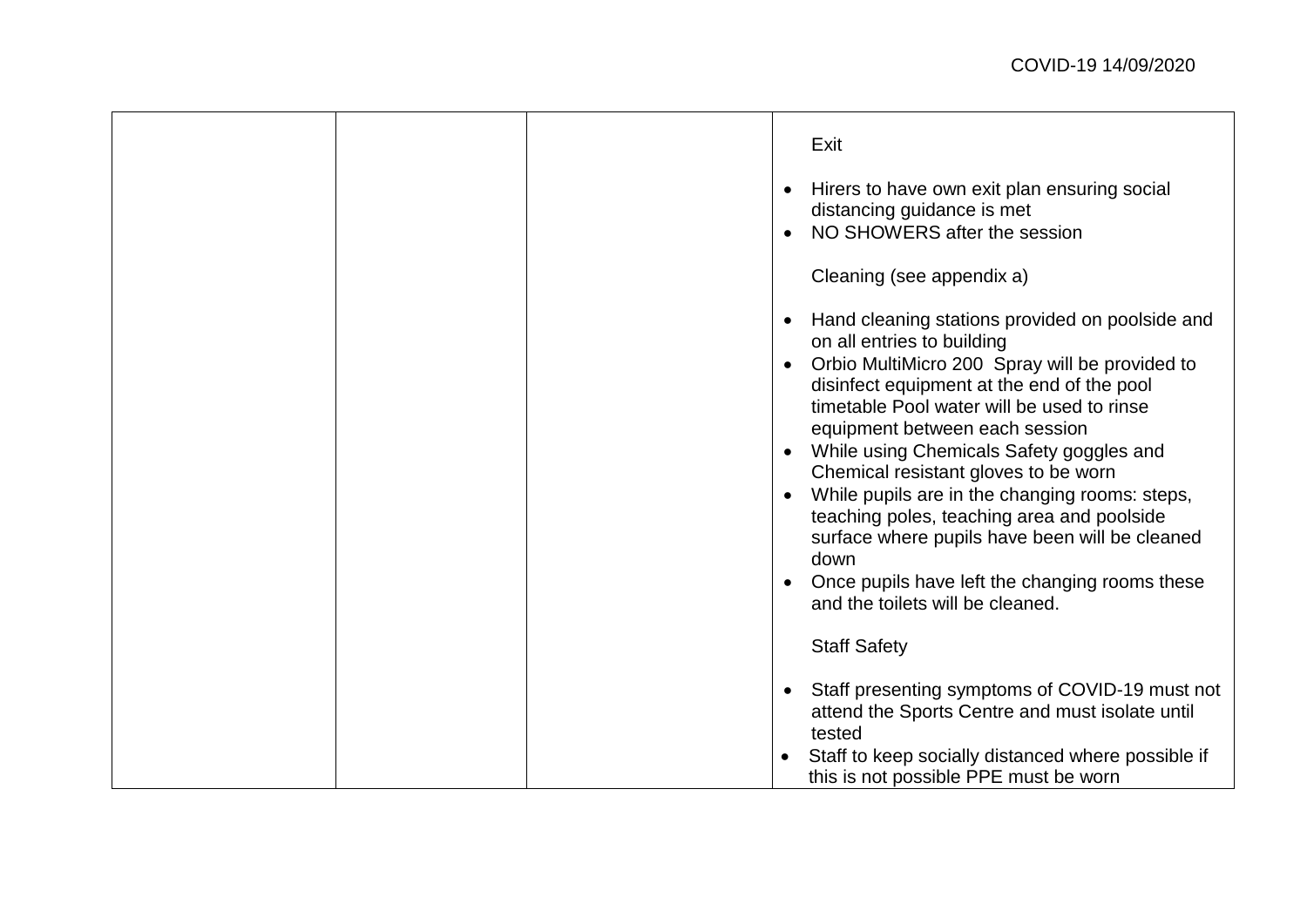| | | | Exit<br><br>• Hirers to have own exit plan ensuring social distancing guidance is met<br>• NO SHOWERS after the session<br><br>Cleaning (see appendix a)<br><br>• Hand cleaning stations provided on poolside and on all entries to building<br>• Orbio MultiMicro 200 Spray will be provided to disinfect equipment at the end of the pool timetable Pool water will be used to rinse equipment between each session<br>• While using Chemicals Safety goggles and Chemical resistant gloves to be worn<br>• While pupils are in the changing rooms: steps, teaching poles, teaching area and poolside surface where pupils have been will be cleaned down<br>• Once pupils have left the changing rooms these and the toilets will be cleaned.<br><br>Staff Safety<br><br>• Staff presenting symptoms of COVID-19 must not attend the Sports Centre and must isolate until tested<br>• Staff to keep socially distanced where possible if this is not possible PPE must be worn |
|---|---|---|---|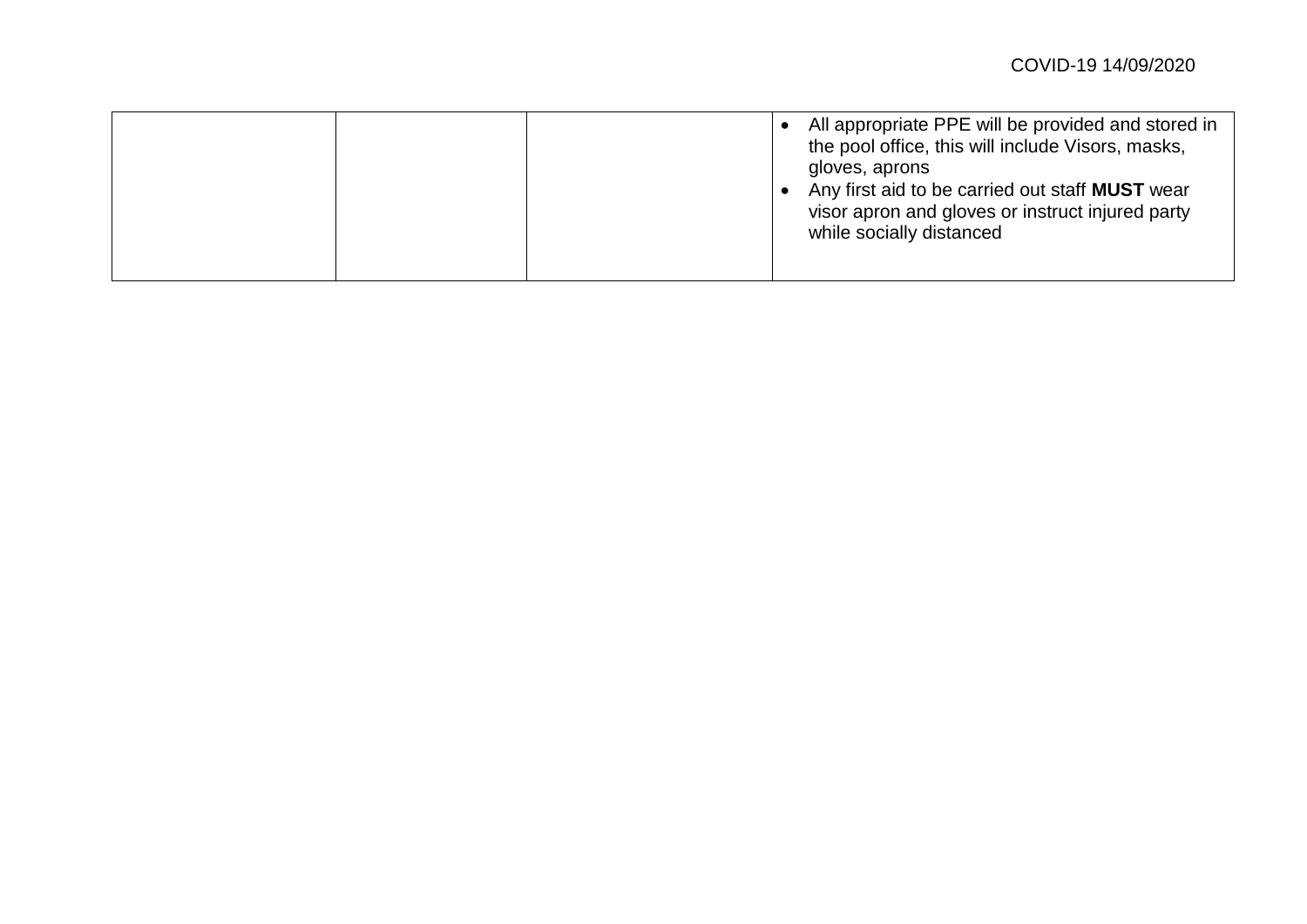| | | | <ul><li>All appropriate PPE will be provided and stored in the pool office, this will include Visors, masks, gloves, aprons</li><li>Any first aid to be carried out staff **MUST** wear visor apron and gloves or instruct injured party while socially distanced</li></ul> |
|---|---|---|---|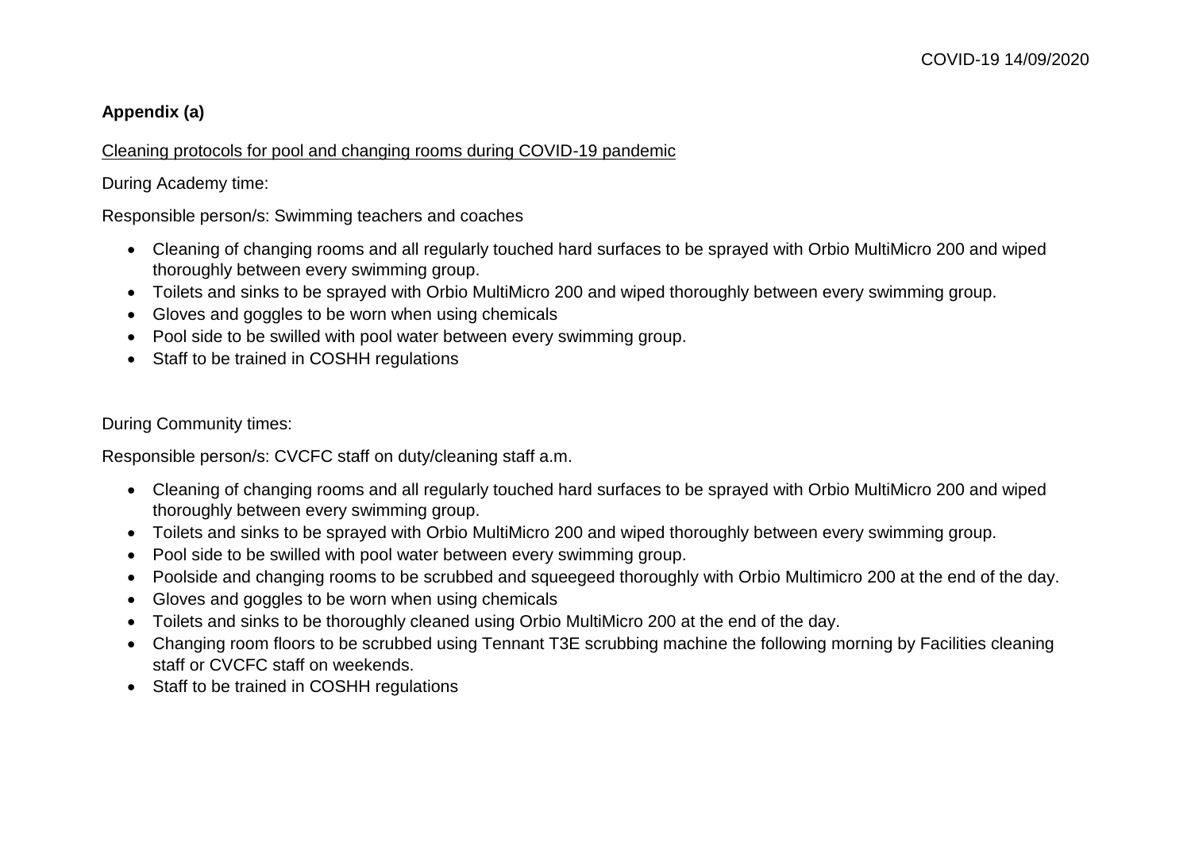**Appendix (a)**

<u>Cleaning protocols for pool and changing rooms during COVID-19 pandemic</u>

During Academy time:

Responsible person/s: Swimming teachers and coaches

- Cleaning of changing rooms and all regularly touched hard surfaces to be sprayed with Orbio MultiMicro 200 and wiped thoroughly between every swimming group.
- Toilets and sinks to be sprayed with Orbio MultiMicro 200 and wiped thoroughly between every swimming group.
- Gloves and goggles to be worn when using chemicals
- Pool side to be swilled with pool water between every swimming group.
- Staff to be trained in COSHH regulations

During Community times:

Responsible person/s: CVCFC staff on duty/cleaning staff a.m.

- Cleaning of changing rooms and all regularly touched hard surfaces to be sprayed with Orbio MultiMicro 200 and wiped thoroughly between every swimming group.
- Toilets and sinks to be sprayed with Orbio MultiMicro 200 and wiped thoroughly between every swimming group.
- Pool side to be swilled with pool water between every swimming group.
- Poolside and changing rooms to be scrubbed and squeegeed thoroughly with Orbio Multimicro 200 at the end of the day.
- Gloves and goggles to be worn when using chemicals
- Toilets and sinks to be thoroughly cleaned using Orbio MultiMicro 200 at the end of the day.
- Changing room floors to be scrubbed using Tennant T3E scrubbing machine the following morning by Facilities cleaning staff or CVCFC staff on weekends.
- Staff to be trained in COSHH regulations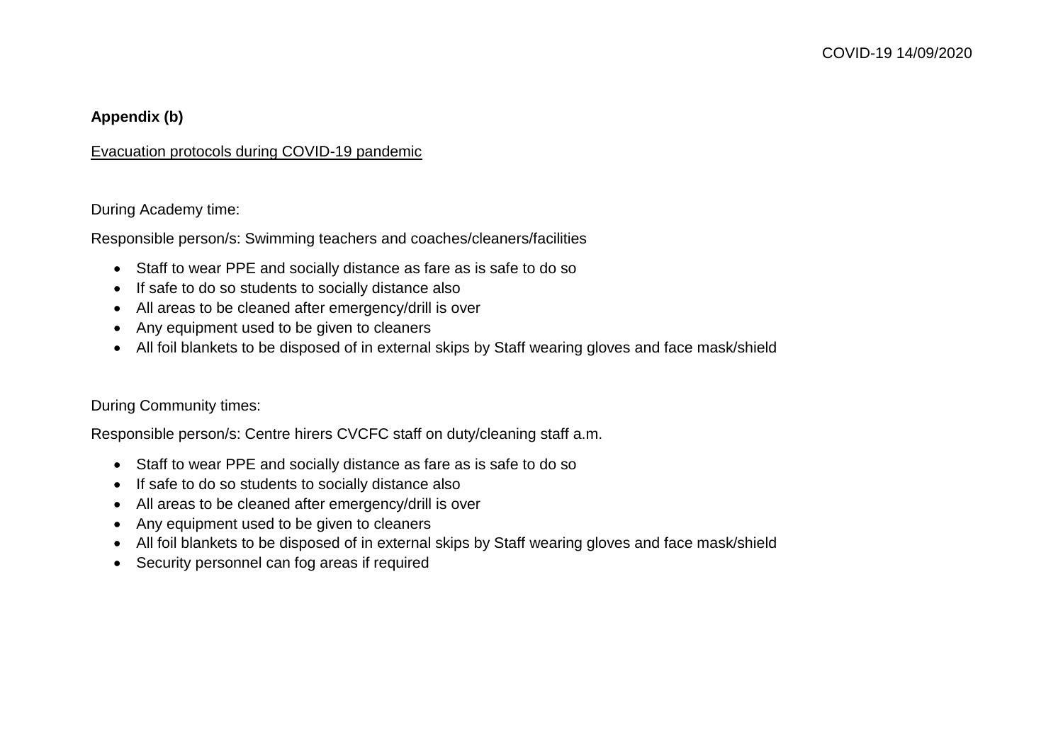**Appendix (b)**

Evacuation protocols during COVID-19 pandemic

During Academy time:

Responsible person/s: Swimming teachers and coaches/cleaners/facilities

- Staff to wear PPE and socially distance as fare as is safe to do so
- If safe to do so students to socially distance also
- All areas to be cleaned after emergency/drill is over
- Any equipment used to be given to cleaners
- All foil blankets to be disposed of in external skips by Staff wearing gloves and face mask/shield

During Community times:

Responsible person/s: Centre hirers CVCFC staff on duty/cleaning staff a.m.

- Staff to wear PPE and socially distance as fare as is safe to do so
- If safe to do so students to socially distance also
- All areas to be cleaned after emergency/drill is over
- Any equipment used to be given to cleaners
- All foil blankets to be disposed of in external skips by Staff wearing gloves and face mask/shield
- Security personnel can fog areas if required